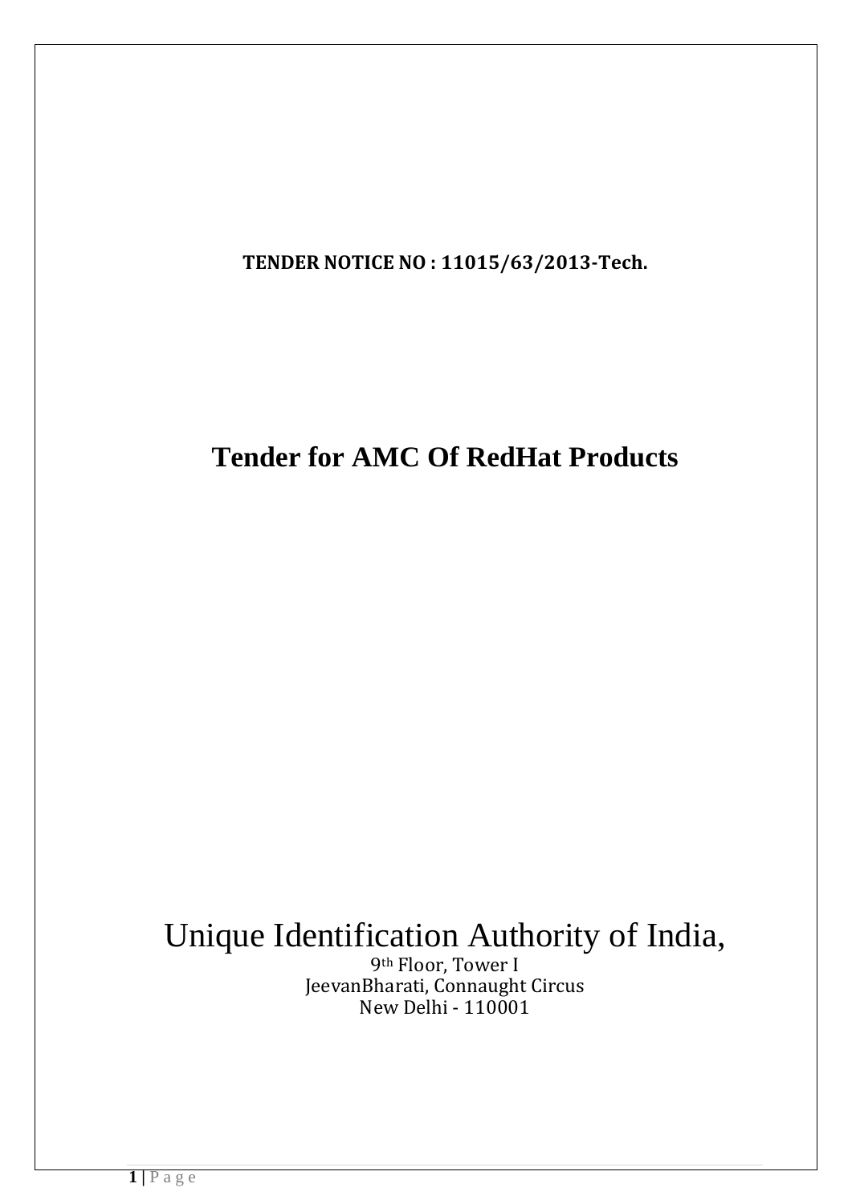**TENDER NOTICE NO : 11015/63/2013-Tech.**

# Tender for AMC Of RedHat Products

Unique Identification Authority of India,

9th Floor, Tower I
JeevanBharati, Connaught Circus
New Delhi - 110001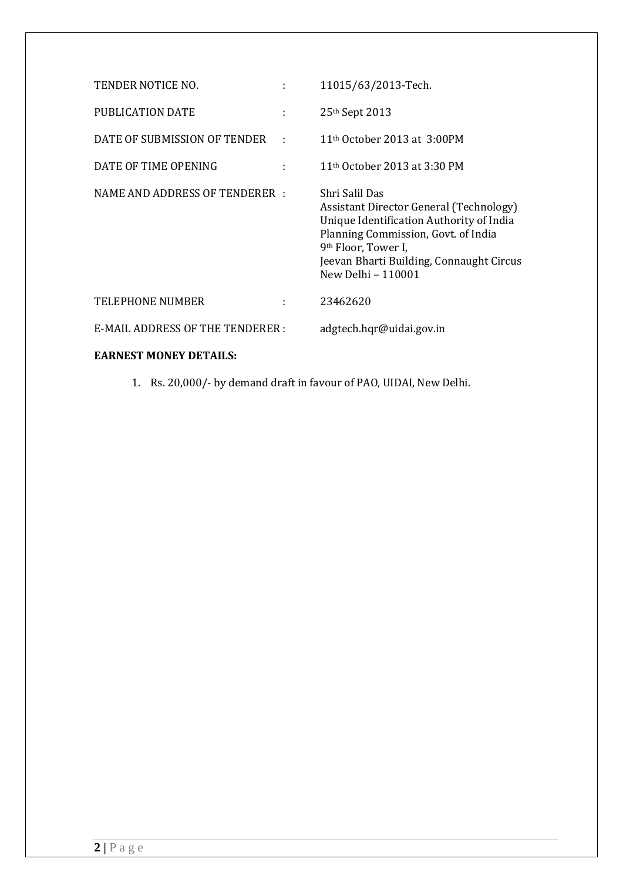| | | |
|---|---|---|
| TENDER NOTICE NO. | : | 11015/63/2013-Tech. |
| PUBLICATION DATE | : | 25th Sept 2013 |
| DATE OF SUBMISSION OF TENDER | : | 11th October 2013 at 3:00PM |
| DATE OF TIME OPENING | : | 11th October 2013 at 3:30 PM |
| NAME AND ADDRESS OF TENDERER | : | Shri Salil Das<br>Assistant Director General (Technology)<br>Unique Identification Authority of India<br>Planning Commission, Govt. of India<br>9th Floor, Tower I,<br>Jeevan Bharti Building, Connaught Circus<br>New Delhi – 110001 |
| TELEPHONE NUMBER | : | 23462620 |
| E-MAIL ADDRESS OF THE TENDERER | : | adgtech.hqr@uidai.gov.in |

**EARNEST MONEY DETAILS:**

1. Rs. 20,000/- by demand draft in favour of PAO, UIDAI, New Delhi.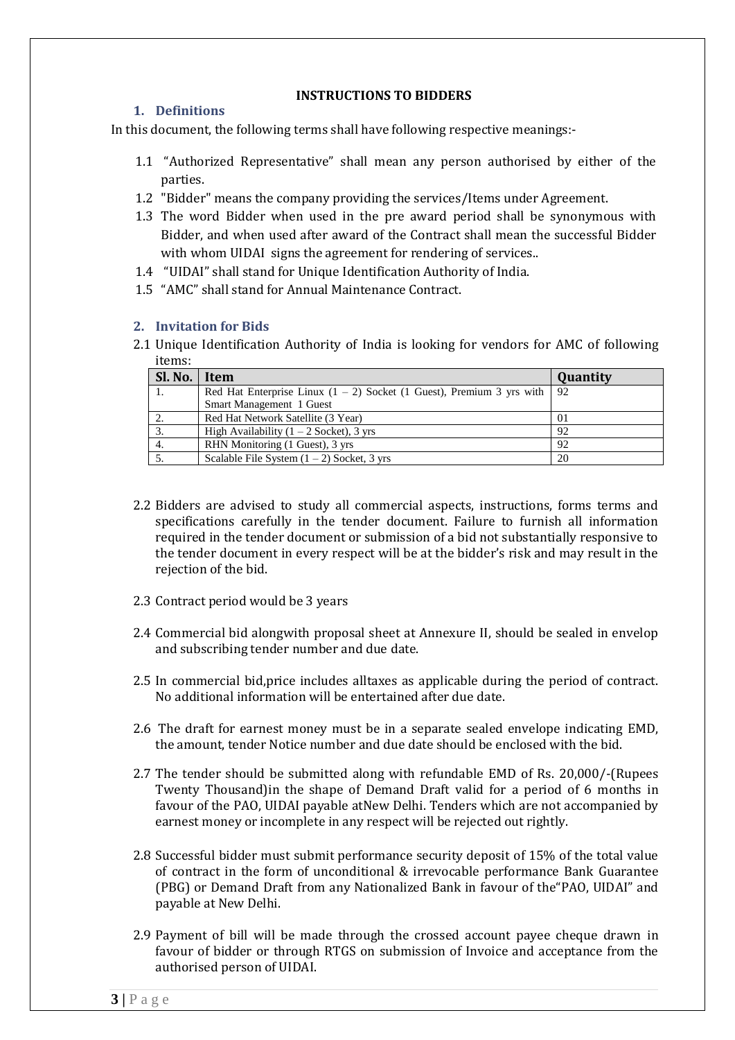**INSTRUCTIONS TO BIDDERS**

## 1. Definitions

In this document, the following terms shall have following respective meanings:-

1.1 "Authorized Representative" shall mean any person authorised by either of the parties.

1.2 "Bidder" means the company providing the services/Items under Agreement.

1.3 The word Bidder when used in the pre award period shall be synonymous with Bidder, and when used after award of the Contract shall mean the successful Bidder with whom UIDAI signs the agreement for rendering of services..

1.4 "UIDAI" shall stand for Unique Identification Authority of India.

1.5 "AMC" shall stand for Annual Maintenance Contract.

## 2. Invitation for Bids

2.1 Unique Identification Authority of India is looking for vendors for AMC of following items:

| Sl. No. | Item | Quantity |
|---|---|---|
| 1. | Red Hat Enterprise Linux (1 – 2) Socket (1 Guest), Premium 3 yrs with Smart Management 1 Guest | 92 |
| 2. | Red Hat Network Satellite (3 Year) | 01 |
| 3. | High Availability (1 – 2 Socket), 3 yrs | 92 |
| 4. | RHN Monitoring (1 Guest), 3 yrs | 92 |
| 5. | Scalable File System (1 – 2) Socket, 3 yrs | 20 |

2.2 Bidders are advised to study all commercial aspects, instructions, forms terms and specifications carefully in the tender document. Failure to furnish all information required in the tender document or submission of a bid not substantially responsive to the tender document in every respect will be at the bidder's risk and may result in the rejection of the bid.

2.3 Contract period would be 3 years

2.4 Commercial bid alongwith proposal sheet at Annexure II, should be sealed in envelop and subscribing tender number and due date.

2.5 In commercial bid,price includes alltaxes as applicable during the period of contract. No additional information will be entertained after due date.

2.6 The draft for earnest money must be in a separate sealed envelope indicating EMD, the amount, tender Notice number and due date should be enclosed with the bid.

2.7 The tender should be submitted along with refundable EMD of Rs. 20,000/-(Rupees Twenty Thousand)in the shape of Demand Draft valid for a period of 6 months in favour of the PAO, UIDAI payable atNew Delhi. Tenders which are not accompanied by earnest money or incomplete in any respect will be rejected out rightly.

2.8 Successful bidder must submit performance security deposit of 15% of the total value of contract in the form of unconditional & irrevocable performance Bank Guarantee (PBG) or Demand Draft from any Nationalized Bank in favour of the"PAO, UIDAI" and payable at New Delhi.

2.9 Payment of bill will be made through the crossed account payee cheque drawn in favour of bidder or through RTGS on submission of Invoice and acceptance from the authorised person of UIDAI.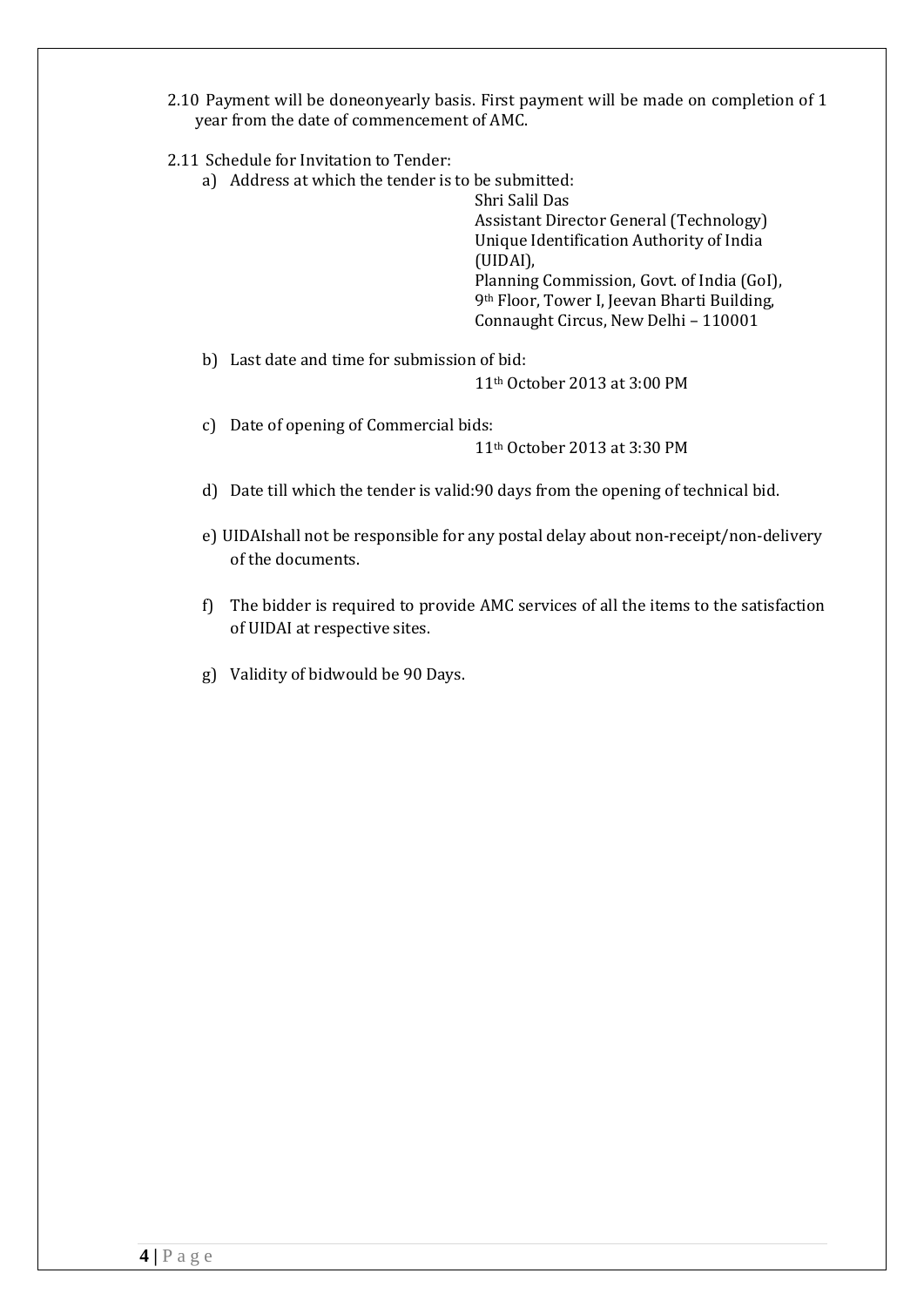2.10 Payment will be doneonyearly basis. First payment will be made on completion of 1 year from the date of commencement of AMC.

2.11 Schedule for Invitation to Tender:

a) Address at which the tender is to be submitted:

Shri Salil Das
Assistant Director General (Technology)
Unique Identification Authority of India (UIDAI),
Planning Commission, Govt. of India (GoI),
9th Floor, Tower I, Jeevan Bharti Building,
Connaught Circus, New Delhi – 110001

b) Last date and time for submission of bid:

11th October 2013 at 3:00 PM

c) Date of opening of Commercial bids:

11th October 2013 at 3:30 PM

d) Date till which the tender is valid:90 days from the opening of technical bid.

e) UIDAIshall not be responsible for any postal delay about non-receipt/non-delivery of the documents.

f) The bidder is required to provide AMC services of all the items to the satisfaction of UIDAI at respective sites.

g) Validity of bidwould be 90 Days.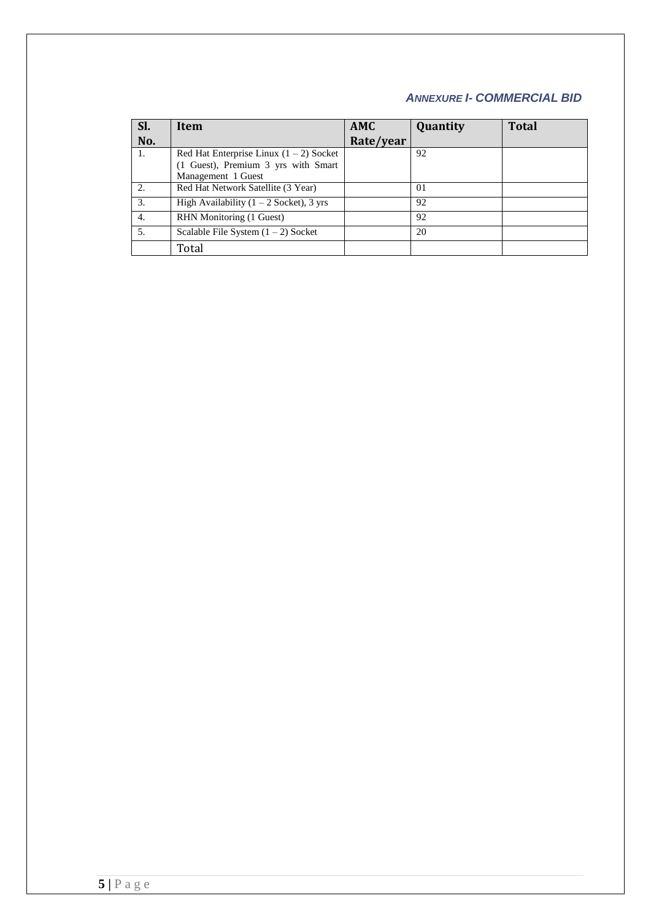### *ANNEXURE I- COMMERCIAL BID*

| Sl. No. | Item | AMC Rate/year | Quantity | Total |
|---|---|---|---|---|
| 1. | Red Hat Enterprise Linux (1 – 2) Socket (1 Guest), Premium 3 yrs with Smart Management 1 Guest | | 92 | |
| 2. | Red Hat Network Satellite (3 Year) | | 01 | |
| 3. | High Availability (1 – 2 Socket), 3 yrs | | 92 | |
| 4. | RHN Monitoring (1 Guest) | | 92 | |
| 5. | Scalable File System (1 – 2) Socket | | 20 | |
| | Total | | | |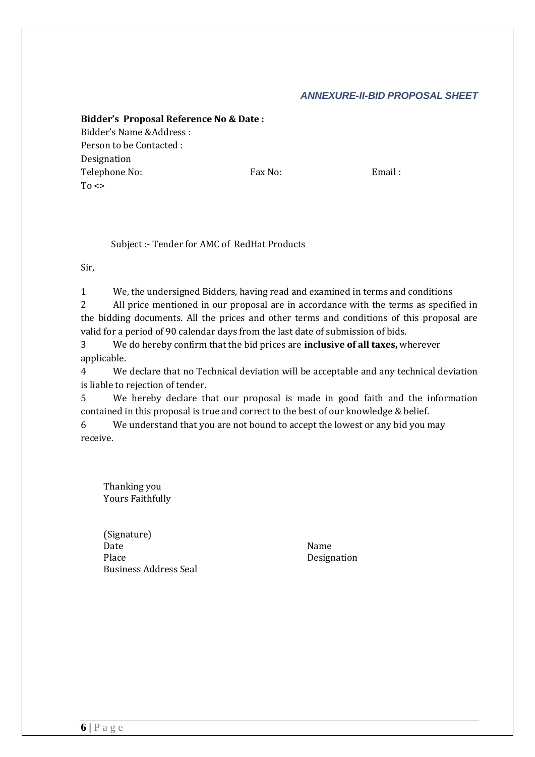### *ANNEXURE-II-BID PROPOSAL SHEET*

**Bidder's Proposal Reference No & Date :**
Bidder's Name &Address :
Person to be Contacted :
Designation
Telephone No: Fax No: Email :
To <>

Subject :- Tender for AMC of RedHat Products

Sir,

1 We, the undersigned Bidders, having read and examined in terms and conditions

2 All price mentioned in our proposal are in accordance with the terms as specified in the bidding documents. All the prices and other terms and conditions of this proposal are valid for a period of 90 calendar days from the last date of submission of bids.

3 We do hereby confirm that the bid prices are **inclusive of all taxes,** wherever applicable.

4 We declare that no Technical deviation will be acceptable and any technical deviation is liable to rejection of tender.

5 We hereby declare that our proposal is made in good faith and the information contained in this proposal is true and correct to the best of our knowledge & belief.

6 We understand that you are not bound to accept the lowest or any bid you may receive.

Thanking you
Yours Faithfully

(Signature)
Date
Place
Business Address Seal

Name
Designation